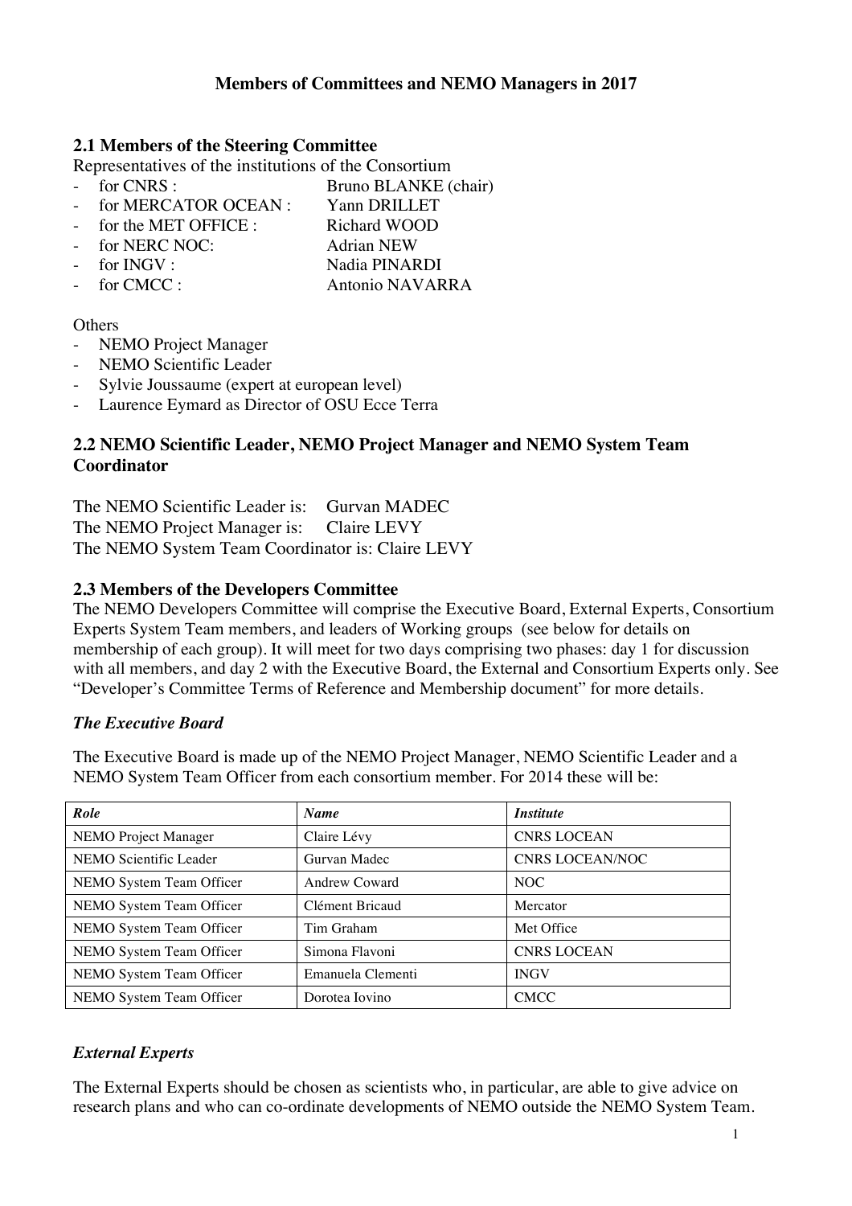**Members of Committees and NEMO Managers in 2017**

## 2.1 Members of the Steering Committee

Representatives of the institutions of the Consortium

- for CNRS : Bruno BLANKE (chair)
- for MERCATOR OCEAN : Yann DRILLET
- for the MET OFFICE : Richard WOOD
- for NERC NOC: Adrian NEW
- for INGV : Nadia PINARDI
- for CMCC : Antonio NAVARRA

Others

- NEMO Project Manager
- NEMO Scientific Leader
- Sylvie Joussaume (expert at european level)
- Laurence Eymard as Director of OSU Ecce Terra

## 2.2 NEMO Scientific Leader, NEMO Project Manager and NEMO System Team Coordinator

The NEMO Scientific Leader is: Gurvan MADEC
The NEMO Project Manager is: Claire LEVY
The NEMO System Team Coordinator is: Claire LEVY

## 2.3 Members of the Developers Committee

The NEMO Developers Committee will comprise the Executive Board, External Experts, Consortium Experts System Team members, and leaders of Working groups (see below for details on membership of each group). It will meet for two days comprising two phases: day 1 for discussion with all members, and day 2 with the Executive Board, the External and Consortium Experts only. See "Developer's Committee Terms of Reference and Membership document" for more details.

### *The Executive Board*

The Executive Board is made up of the NEMO Project Manager, NEMO Scientific Leader and a NEMO System Team Officer from each consortium member. For 2014 these will be:

| *Role* | *Name* | *Institute* |
| --- | --- | --- |
| NEMO Project Manager | Claire Lévy | CNRS LOCEAN |
| NEMO Scientific Leader | Gurvan Madec | CNRS LOCEAN/NOC |
| NEMO System Team Officer | Andrew Coward | NOC |
| NEMO System Team Officer | Clément Bricaud | Mercator |
| NEMO System Team Officer | Tim Graham | Met Office |
| NEMO System Team Officer | Simona Flavoni | CNRS LOCEAN |
| NEMO System Team Officer | Emanuela Clementi | INGV |
| NEMO System Team Officer | Dorotea Iovino | CMCC |

### *External Experts*

The External Experts should be chosen as scientists who, in particular, are able to give advice on research plans and who can co-ordinate developments of NEMO outside the NEMO System Team.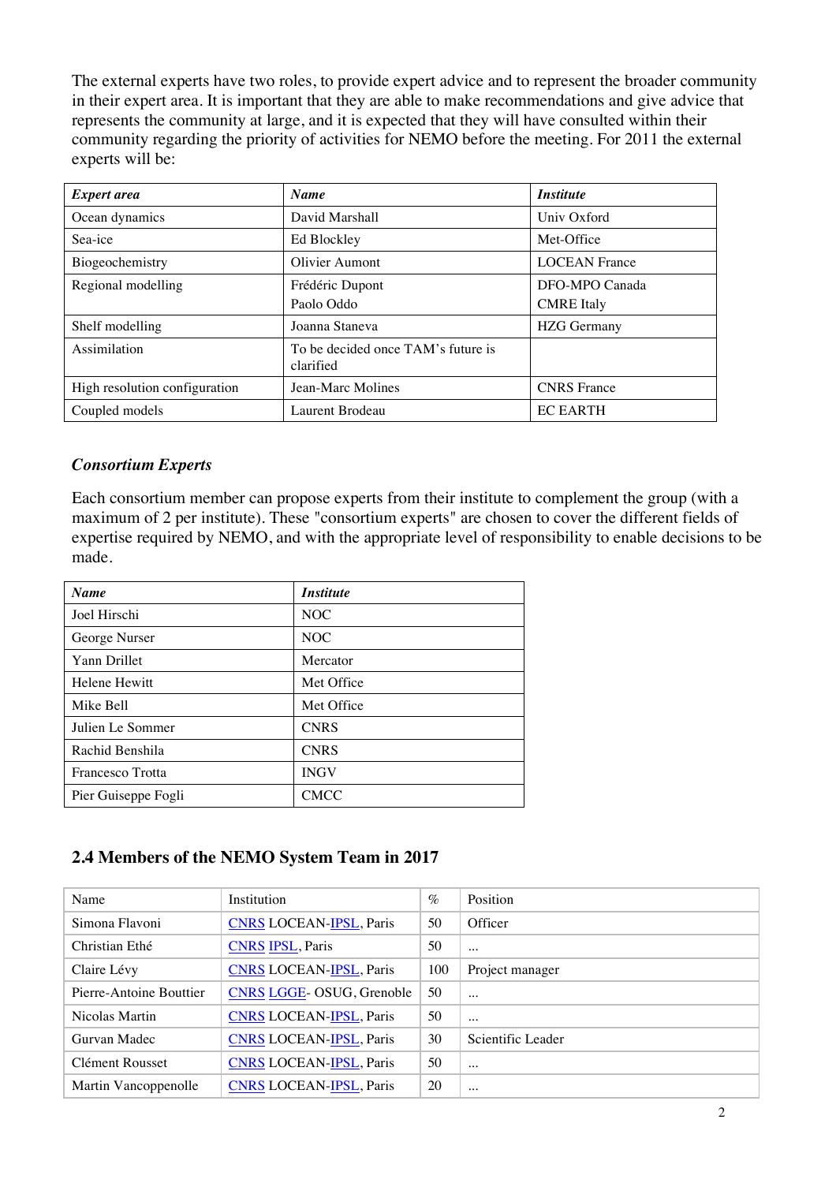The external experts have two roles, to provide expert advice and to represent the broader community in their expert area. It is important that they are able to make recommendations and give advice that represents the community at large, and it is expected that they will have consulted within their community regarding the priority of activities for NEMO before the meeting. For 2011 the external experts will be:

| ***Expert area*** | ***Name*** | ***Institute*** |
|---|---|---|
| Ocean dynamics | David Marshall | Univ Oxford |
| Sea-ice | Ed Blockley | Met-Office |
| Biogeochemistry | Olivier Aumont | LOCEAN France |
| Regional modelling | Frédéric Dupont<br>Paolo Oddo | DFO-MPO Canada<br>CMRE Italy |
| Shelf modelling | Joanna Staneva | HZG Germany |
| Assimilation | To be decided once TAM's future is clarified | |
| High resolution configuration | Jean-Marc Molines | CNRS France |
| Coupled models | Laurent Brodeau | EC EARTH |

### *Consortium Experts*

Each consortium member can propose experts from their institute to complement the group (with a maximum of 2 per institute). These "consortium experts" are chosen to cover the different fields of expertise required by NEMO, and with the appropriate level of responsibility to enable decisions to be made.

| ***Name*** | ***Institute*** |
|---|---|
| Joel Hirschi | NOC |
| George Nurser | NOC |
| Yann Drillet | Mercator |
| Helene Hewitt | Met Office |
| Mike Bell | Met Office |
| Julien Le Sommer | CNRS |
| Rachid Benshila | CNRS |
| Francesco Trotta | INGV |
| Pier Guiseppe Fogli | CMCC |

## 2.4 Members of the NEMO System Team in 2017

| Name | Institution | % | Position |
|---|---|---|---|
| Simona Flavoni | CNRS LOCEAN-IPSL, Paris | 50 | Officer |
| Christian Ethé | CNRS IPSL, Paris | 50 | ... |
| Claire Lévy | CNRS LOCEAN-IPSL, Paris | 100 | Project manager |
| Pierre-Antoine Bouttier | CNRS LGGE- OSUG, Grenoble | 50 | ... |
| Nicolas Martin | CNRS LOCEAN-IPSL, Paris | 50 | ... |
| Gurvan Madec | CNRS LOCEAN-IPSL, Paris | 30 | Scientific Leader |
| Clément Rousset | CNRS LOCEAN-IPSL, Paris | 50 | ... |
| Martin Vancoppenolle | CNRS LOCEAN-IPSL, Paris | 20 | ... |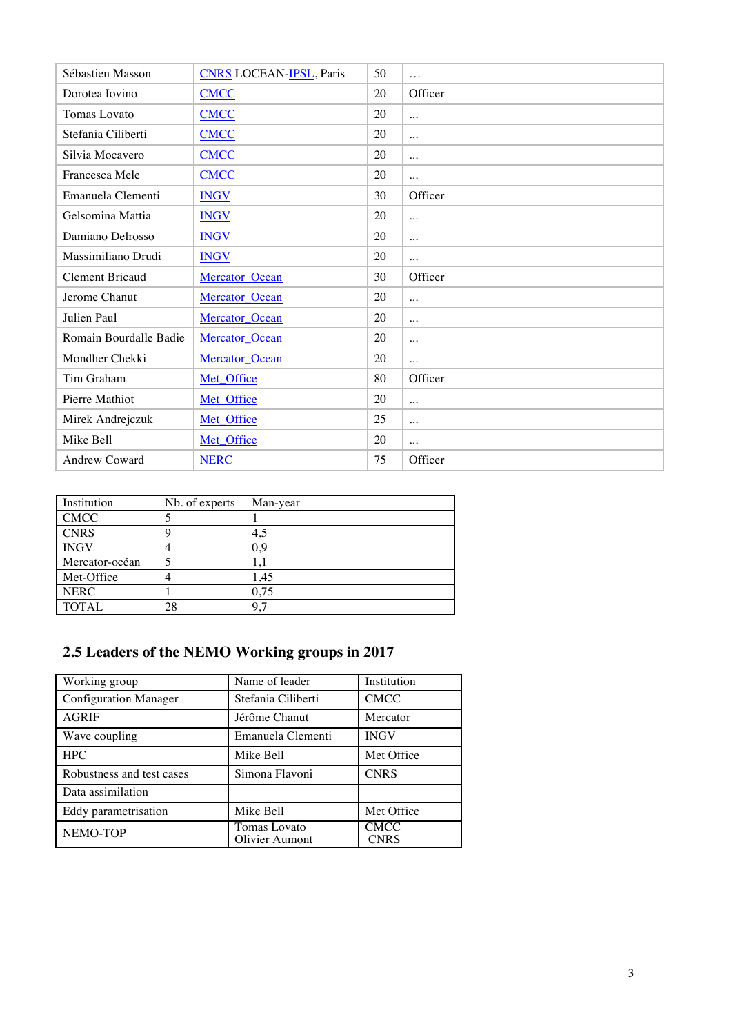| | | | |
|---|---|---|---|
| Sébastien Masson | CNRS LOCEAN-IPSL, Paris | 50 | … |
| Dorotea Iovino | CMCC | 20 | Officer |
| Tomas Lovato | CMCC | 20 | ... |
| Stefania Ciliberti | CMCC | 20 | ... |
| Silvia Mocavero | CMCC | 20 | ... |
| Francesca Mele | CMCC | 20 | ... |
| Emanuela Clementi | INGV | 30 | Officer |
| Gelsomina Mattia | INGV | 20 | ... |
| Damiano Delrosso | INGV | 20 | ... |
| Massimiliano Drudi | INGV | 20 | ... |
| Clement Bricaud | Mercator_Ocean | 30 | Officer |
| Jerome Chanut | Mercator_Ocean | 20 | ... |
| Julien Paul | Mercator_Ocean | 20 | ... |
| Romain Bourdalle Badie | Mercator_Ocean | 20 | ... |
| Mondher Chekki | Mercator_Ocean | 20 | ... |
| Tim Graham | Met_Office | 80 | Officer |
| Pierre Mathiot | Met_Office | 20 | ... |
| Mirek Andrejczuk | Met_Office | 25 | ... |
| Mike Bell | Met_Office | 20 | ... |
| Andrew Coward | NERC | 75 | Officer |

| Institution | Nb. of experts | Man-year |
|---|---|---|
| CMCC | 5 | 1 |
| CNRS | 9 | 4,5 |
| INGV | 4 | 0,9 |
| Mercator-océan | 5 | 1,1 |
| Met-Office | 4 | 1,45 |
| NERC | 1 | 0,75 |
| TOTAL | 28 | 9,7 |

## 2.5 Leaders of the NEMO Working groups in 2017

| Working group | Name of leader | Institution |
|---|---|---|
| Configuration Manager | Stefania Ciliberti | CMCC |
| AGRIF | Jérôme Chanut | Mercator |
| Wave coupling | Emanuela Clementi | INGV |
| HPC | Mike Bell | Met Office |
| Robustness and test cases | Simona Flavoni | CNRS |
| Data assimilation | | |
| Eddy parametrisation | Mike Bell | Met Office |
| NEMO-TOP | Tomas Lovato<br>Olivier Aumont | CMCC<br>CNRS |